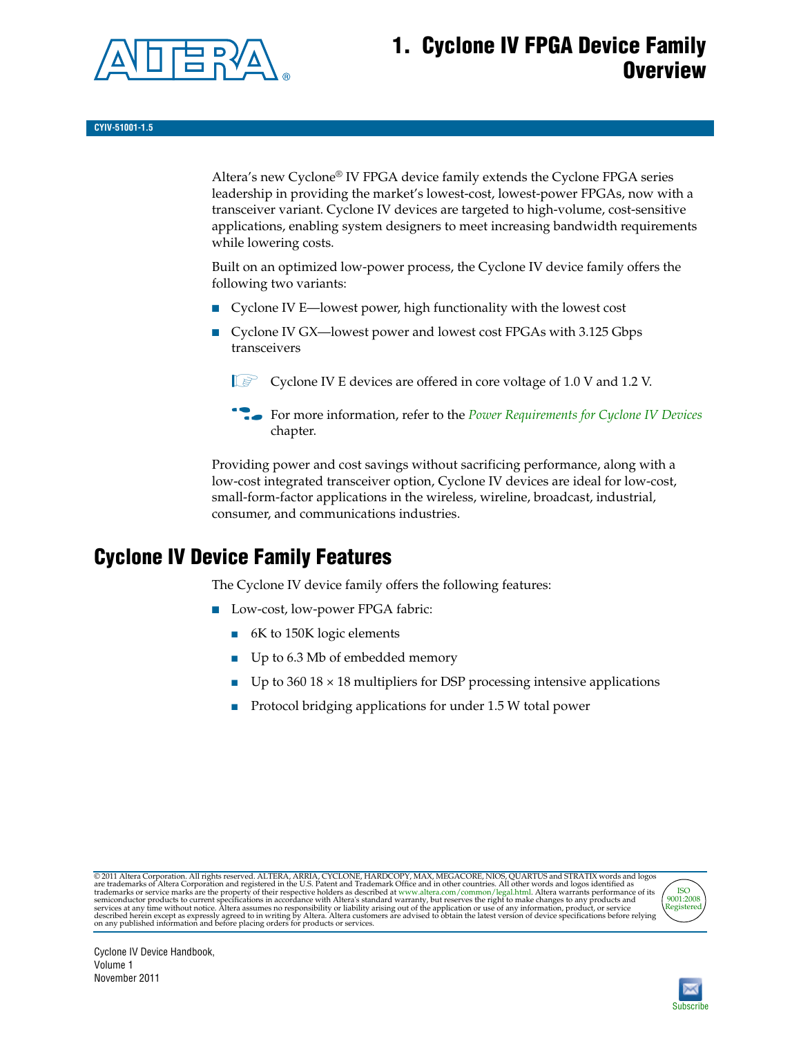# 1. Cyclone IV FPGA Device Family Overview

CYIV-51001-1.5

Altera's new Cyclone® IV FPGA device family extends the Cyclone FPGA series leadership in providing the market's lowest-cost, lowest-power FPGAs, now with a transceiver variant. Cyclone IV devices are targeted to high-volume, cost-sensitive applications, enabling system designers to meet increasing bandwidth requirements while lowering costs.

Built on an optimized low-power process, the Cyclone IV device family offers the following two variants:

- Cyclone IV E—lowest power, high functionality with the lowest cost
- Cyclone IV GX—lowest power and lowest cost FPGAs with 3.125 Gbps transceivers

Cyclone IV E devices are offered in core voltage of 1.0 V and 1.2 V.

For more information, refer to the *Power Requirements for Cyclone IV Devices* chapter.

Providing power and cost savings without sacrificing performance, along with a low-cost integrated transceiver option, Cyclone IV devices are ideal for low-cost, small-form-factor applications in the wireless, wireline, broadcast, industrial, consumer, and communications industries.

## Cyclone IV Device Family Features

The Cyclone IV device family offers the following features:

- Low-cost, low-power FPGA fabric:
  - 6K to 150K logic elements
  - Up to 6.3 Mb of embedded memory
  - Up to 360 18 × 18 multipliers for DSP processing intensive applications
  - Protocol bridging applications for under 1.5 W total power

© 2011 Altera Corporation. All rights reserved. ALTERA, ARRIA, CYCLONE, HARDCOPY, MAX, MEGACORE, NIOS, QUARTUS and STRATIX words and logos are trademarks of Altera Corporation and registered in the U.S. Patent and Trademark Office and in other countries. All other words and logos identified as trademarks or service marks are the property of their respective holders as described at www.altera.com/common/legal.html. Altera warrants performance of its semiconductor products to current specifications in accordance with Altera's standard warranty, but reserves the right to make changes to any products and services at any time without notice. Altera assumes no responsibility or liability arising out of the application or use of any information, product, or service described herein except as expressly agreed to in writing by Altera. Altera customers are advised to obtain the latest version of device specifications before relying on any published information and before placing orders for products or services.

Cyclone IV Device Handbook,
Volume 1
November 2011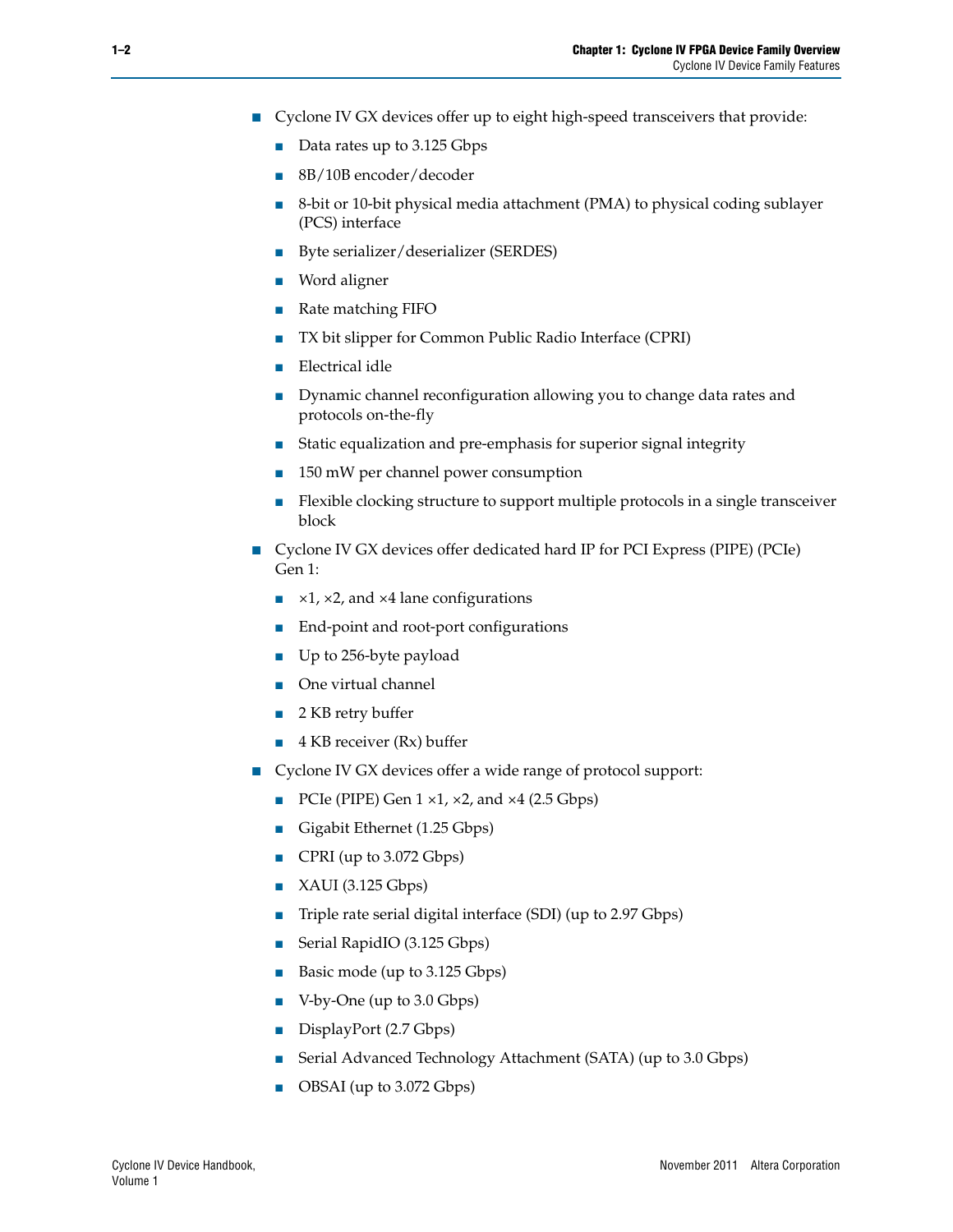- Cyclone IV GX devices offer up to eight high-speed transceivers that provide:
  - Data rates up to 3.125 Gbps
  - 8B/10B encoder/decoder
  - 8-bit or 10-bit physical media attachment (PMA) to physical coding sublayer (PCS) interface
  - Byte serializer/deserializer (SERDES)
  - Word aligner
  - Rate matching FIFO
  - TX bit slipper for Common Public Radio Interface (CPRI)
  - Electrical idle
  - Dynamic channel reconfiguration allowing you to change data rates and protocols on-the-fly
  - Static equalization and pre-emphasis for superior signal integrity
  - 150 mW per channel power consumption
  - Flexible clocking structure to support multiple protocols in a single transceiver block
- Cyclone IV GX devices offer dedicated hard IP for PCI Express (PIPE) (PCIe) Gen 1:
  - ×1, ×2, and ×4 lane configurations
  - End-point and root-port configurations
  - Up to 256-byte payload
  - One virtual channel
  - 2 KB retry buffer
  - 4 KB receiver (Rx) buffer
- Cyclone IV GX devices offer a wide range of protocol support:
  - PCIe (PIPE) Gen 1 ×1, ×2, and ×4 (2.5 Gbps)
  - Gigabit Ethernet (1.25 Gbps)
  - CPRI (up to 3.072 Gbps)
  - XAUI (3.125 Gbps)
  - Triple rate serial digital interface (SDI) (up to 2.97 Gbps)
  - Serial RapidIO (3.125 Gbps)
  - Basic mode (up to 3.125 Gbps)
  - V-by-One (up to 3.0 Gbps)
  - DisplayPort (2.7 Gbps)
  - Serial Advanced Technology Attachment (SATA) (up to 3.0 Gbps)
  - OBSAI (up to 3.072 Gbps)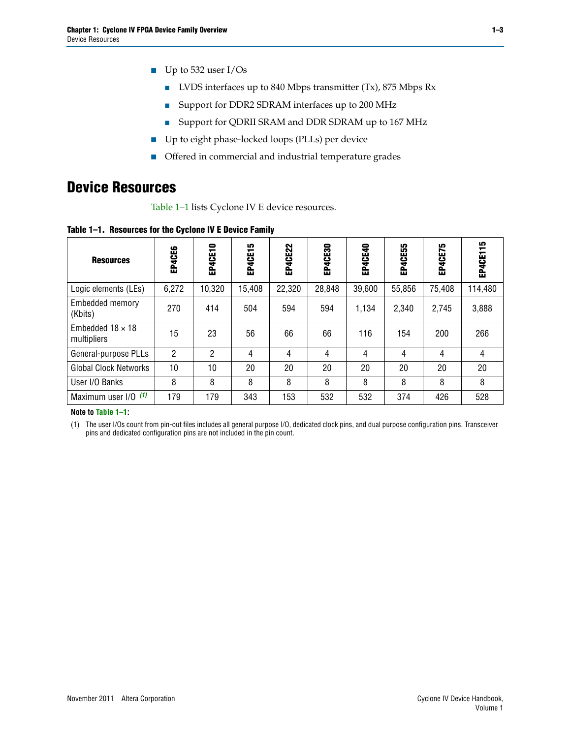- Up to 532 user I/Os
  - LVDS interfaces up to 840 Mbps transmitter (Tx), 875 Mbps Rx
  - Support for DDR2 SDRAM interfaces up to 200 MHz
  - Support for QDRII SRAM and DDR SDRAM up to 167 MHz
- Up to eight phase-locked loops (PLLs) per device
- Offered in commercial and industrial temperature grades

# Device Resources

Table 1–1 lists Cyclone IV E device resources.

**Table 1–1. Resources for the Cyclone IV E Device Family**

| Resources | EP4CE6 | EP4CE10 | EP4CE15 | EP4CE22 | EP4CE30 | EP4CE40 | EP4CE55 | EP4CE75 | EP4CE115 |
|---|---|---|---|---|---|---|---|---|---|
| Logic elements (LEs) | 6,272 | 10,320 | 15,408 | 22,320 | 28,848 | 39,600 | 55,856 | 75,408 | 114,480 |
| Embedded memory (Kbits) | 270 | 414 | 504 | 594 | 594 | 1,134 | 2,340 | 2,745 | 3,888 |
| Embedded 18 × 18 multipliers | 15 | 23 | 56 | 66 | 66 | 116 | 154 | 200 | 266 |
| General-purpose PLLs | 2 | 2 | 4 | 4 | 4 | 4 | 4 | 4 | 4 |
| Global Clock Networks | 10 | 10 | 20 | 20 | 20 | 20 | 20 | 20 | 20 |
| User I/O Banks | 8 | 8 | 8 | 8 | 8 | 8 | 8 | 8 | 8 |
| Maximum user I/O *(1)* | 179 | 179 | 343 | 153 | 532 | 532 | 374 | 426 | 528 |

**Note to Table 1–1:**

(1) The user I/Os count from pin-out files includes all general purpose I/O, dedicated clock pins, and dual purpose configuration pins. Transceiver pins and dedicated configuration pins are not included in the pin count.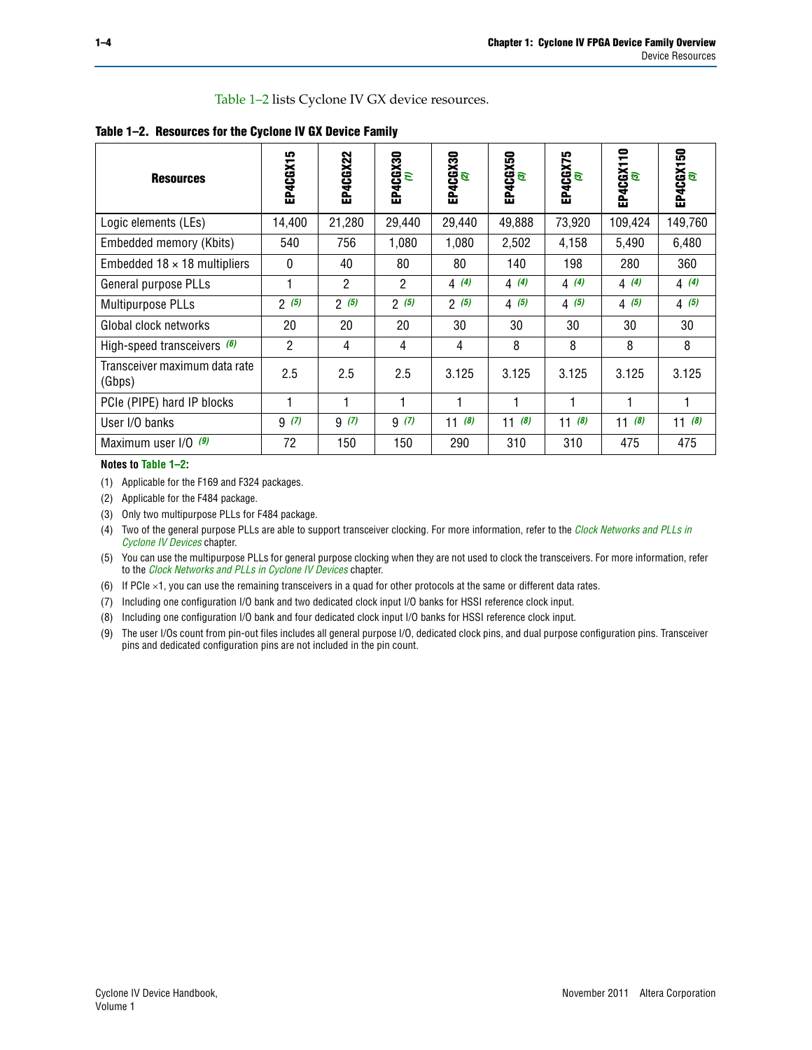Table 1–2 lists Cyclone IV GX device resources.

**Table 1–2. Resources for the Cyclone IV GX Device Family**

| Resources | EP4CGX15 | EP4CGX22 | EP4CGX30 (1) | EP4CGX30 (2) | EP4CGX50 (3) | EP4CGX75 (3) | EP4CGX110 (3) | EP4CGX150 (3) |
|---|---|---|---|---|---|---|---|---|
| Logic elements (LEs) | 14,400 | 21,280 | 29,440 | 29,440 | 49,888 | 73,920 | 109,424 | 149,760 |
| Embedded memory (Kbits) | 540 | 756 | 1,080 | 1,080 | 2,502 | 4,158 | 5,490 | 6,480 |
| Embedded 18 × 18 multipliers | 0 | 40 | 80 | 80 | 140 | 198 | 280 | 360 |
| General purpose PLLs | 1 | 2 | 2 | 4 (4) | 4 (4) | 4 (4) | 4 (4) | 4 (4) |
| Multipurpose PLLs | 2 (5) | 2 (5) | 2 (5) | 2 (5) | 4 (5) | 4 (5) | 4 (5) | 4 (5) |
| Global clock networks | 20 | 20 | 20 | 30 | 30 | 30 | 30 | 30 |
| High-speed transceivers (6) | 2 | 4 | 4 | 4 | 8 | 8 | 8 | 8 |
| Transceiver maximum data rate (Gbps) | 2.5 | 2.5 | 2.5 | 3.125 | 3.125 | 3.125 | 3.125 | 3.125 |
| PCIe (PIPE) hard IP blocks | 1 | 1 | 1 | 1 | 1 | 1 | 1 | 1 |
| User I/O banks | 9 (7) | 9 (7) | 9 (7) | 11 (8) | 11 (8) | 11 (8) | 11 (8) | 11 (8) |
| Maximum user I/O (9) | 72 | 150 | 150 | 290 | 310 | 310 | 475 | 475 |

**Notes to Table 1–2:**

(1) Applicable for the F169 and F324 packages.

(2) Applicable for the F484 package.

(3) Only two multipurpose PLLs for F484 package.

(4) Two of the general purpose PLLs are able to support transceiver clocking. For more information, refer to the *Clock Networks and PLLs in Cyclone IV Devices* chapter.

(5) You can use the multipurpose PLLs for general purpose clocking when they are not used to clock the transceivers. For more information, refer to the *Clock Networks and PLLs in Cyclone IV Devices* chapter.

(6) If PCIe ×1, you can use the remaining transceivers in a quad for other protocols at the same or different data rates.

(7) Including one configuration I/O bank and two dedicated clock input I/O banks for HSSI reference clock input.

(8) Including one configuration I/O bank and four dedicated clock input I/O banks for HSSI reference clock input.

(9) The user I/Os count from pin-out files includes all general purpose I/O, dedicated clock pins, and dual purpose configuration pins. Transceiver pins and dedicated configuration pins are not included in the pin count.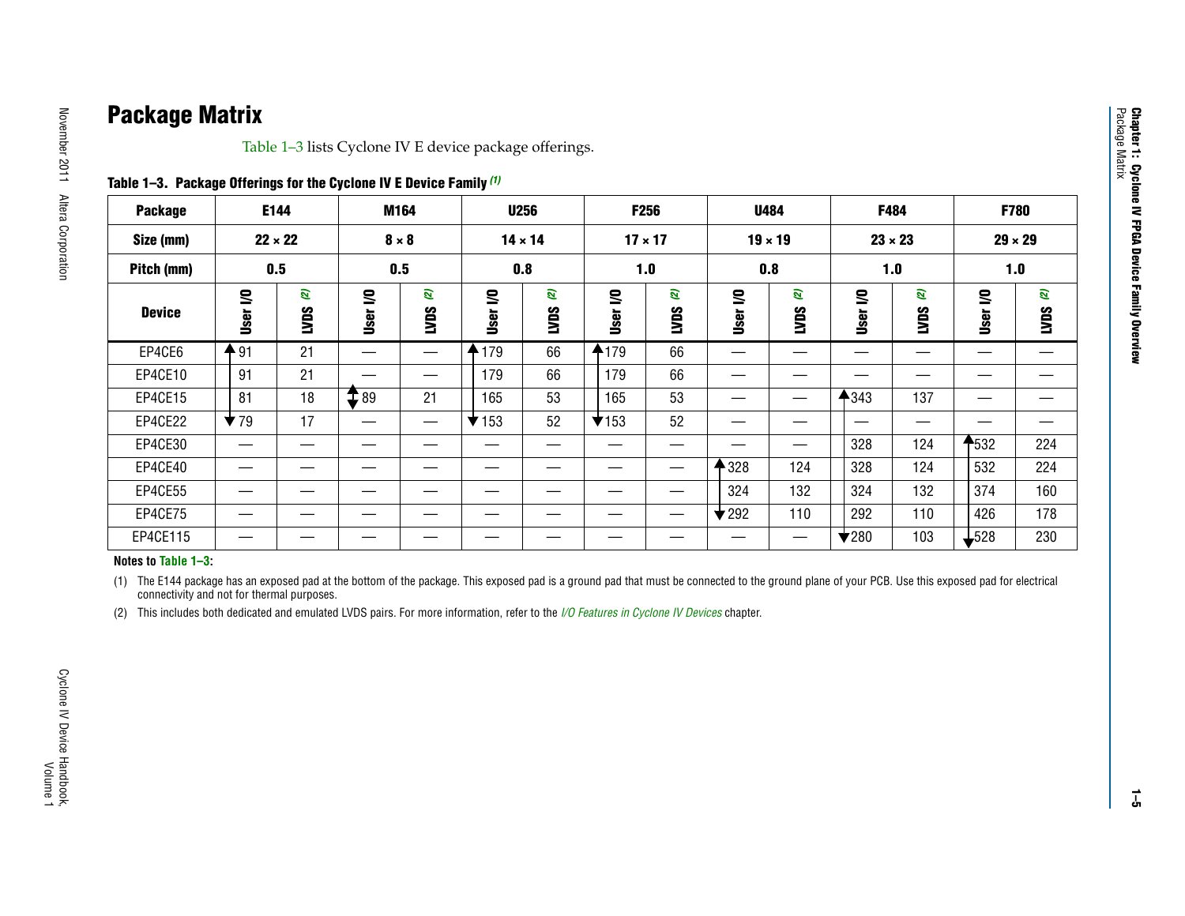## Package Matrix

Table 1–3 lists Cyclone IV E device package offerings.

**Table 1–3. Package Offerings for the Cyclone IV E Device Family (1)**

| Package | E144 | | M164 | | U256 | | F256 | | U484 | | F484 | | F780 | |
|---|---|---|---|---|---|---|---|---|---|---|---|---|---|---|
| Size (mm) | 22 × 22 | | 8 × 8 | | 14 × 14 | | 17 × 17 | | 19 × 19 | | 23 × 23 | | 29 × 29 | |
| Pitch (mm) | 0.5 | | 0.5 | | 0.8 | | 1.0 | | 0.8 | | 1.0 | | 1.0 | |
| Device | User I/O | LVDS (2) | User I/O | LVDS (2) | User I/O | LVDS (2) | User I/O | LVDS (2) | User I/O | LVDS (2) | User I/O | LVDS (2) | User I/O | LVDS (2) |
| EP4CE6 | 91 | 21 | — | — | 179 | 66 | 179 | 66 | — | — | — | — | — | — |
| EP4CE10 | 91 | 21 | — | — | 179 | 66 | 179 | 66 | — | — | — | — | — | — |
| EP4CE15 | 81 | 18 | 89 | 21 | 165 | 53 | 165 | 53 | — | — | 343 | 137 | — | — |
| EP4CE22 | 79 | 17 | — | — | 153 | 52 | 153 | 52 | — | — | — | — | — | — |
| EP4CE30 | — | — | — | — | — | — | — | — | — | — | 328 | 124 | 532 | 224 |
| EP4CE40 | — | — | — | — | — | — | — | — | 328 | 124 | 328 | 124 | 532 | 224 |
| EP4CE55 | — | — | — | — | — | — | — | — | 324 | 132 | 324 | 132 | 374 | 160 |
| EP4CE75 | — | — | — | — | — | — | — | — | 292 | 110 | 292 | 110 | 426 | 178 |
| EP4CE115 | — | — | — | — | — | — | — | — | — | — | 280 | 103 | 528 | 230 |

**Notes to Table 1–3:**

(1) The E144 package has an exposed pad at the bottom of the package. This exposed pad is a ground pad that must be connected to the ground plane of your PCB. Use this exposed pad for electrical connectivity and not for thermal purposes.

(2) This includes both dedicated and emulated LVDS pairs. For more information, refer to the *I/O Features in Cyclone IV Devices* chapter.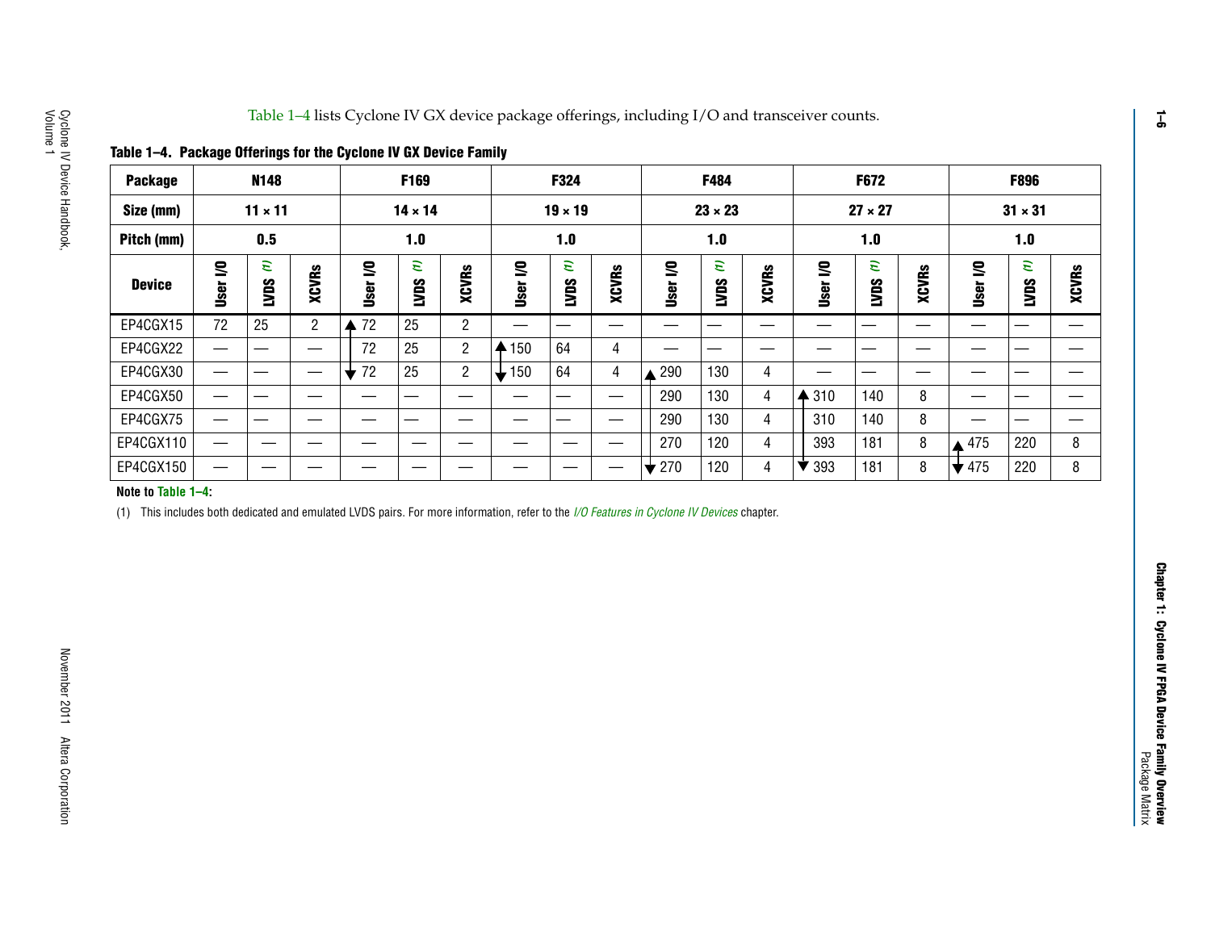Table 1–4 lists Cyclone IV GX device package offerings, including I/O and transceiver counts.

**Table 1–4. Package Offerings for the Cyclone IV GX Device Family**

| Package | N148 | | | F169 | | | F324 | | | F484 | | | F672 | | | F896 | | |
|---|---|---|---|---|---|---|---|---|---|---|---|---|---|---|---|---|---|---|
| Size (mm) | 11 × 11 | | | 14 × 14 | | | 19 × 19 | | | 23 × 23 | | | 27 × 27 | | | 31 × 31 | | |
| Pitch (mm) | 0.5 | | | 1.0 | | | 1.0 | | | 1.0 | | | 1.0 | | | 1.0 | | |
| Device | User I/O | LVDS (1) | XCVRs | User I/O | LVDS (1) | XCVRs | User I/O | LVDS (1) | XCVRs | User I/O | LVDS (1) | XCVRs | User I/O | LVDS (1) | XCVRs | User I/O | LVDS (1) | XCVRs |
| EP4CGX15 | 72 | 25 | 2 | 72 | 25 | 2 | — | — | — | — | — | — | — | — | — | — | — | — |
| EP4CGX22 | — | — | — | 72 | 25 | 2 | 150 | 64 | 4 | — | — | — | — | — | — | — | — | — |
| EP4CGX30 | — | — | — | 72 | 25 | 2 | 150 | 64 | 4 | 290 | 130 | 4 | — | — | — | — | — | — |
| EP4CGX50 | — | — | — | — | — | — | — | — | — | 290 | 130 | 4 | 310 | 140 | 8 | — | — | — |
| EP4CGX75 | — | — | — | — | — | — | — | — | — | 290 | 130 | 4 | 310 | 140 | 8 | — | — | — |
| EP4CGX110 | — | — | — | — | — | — | — | — | — | 270 | 120 | 4 | 393 | 181 | 8 | 475 | 220 | 8 |
| EP4CGX150 | — | — | — | — | — | — | — | — | — | 270 | 120 | 4 | 393 | 181 | 8 | 475 | 220 | 8 |

**Note to Table 1–4:**

(1) This includes both dedicated and emulated LVDS pairs. For more information, refer to the *I/O Features in Cyclone IV Devices* chapter.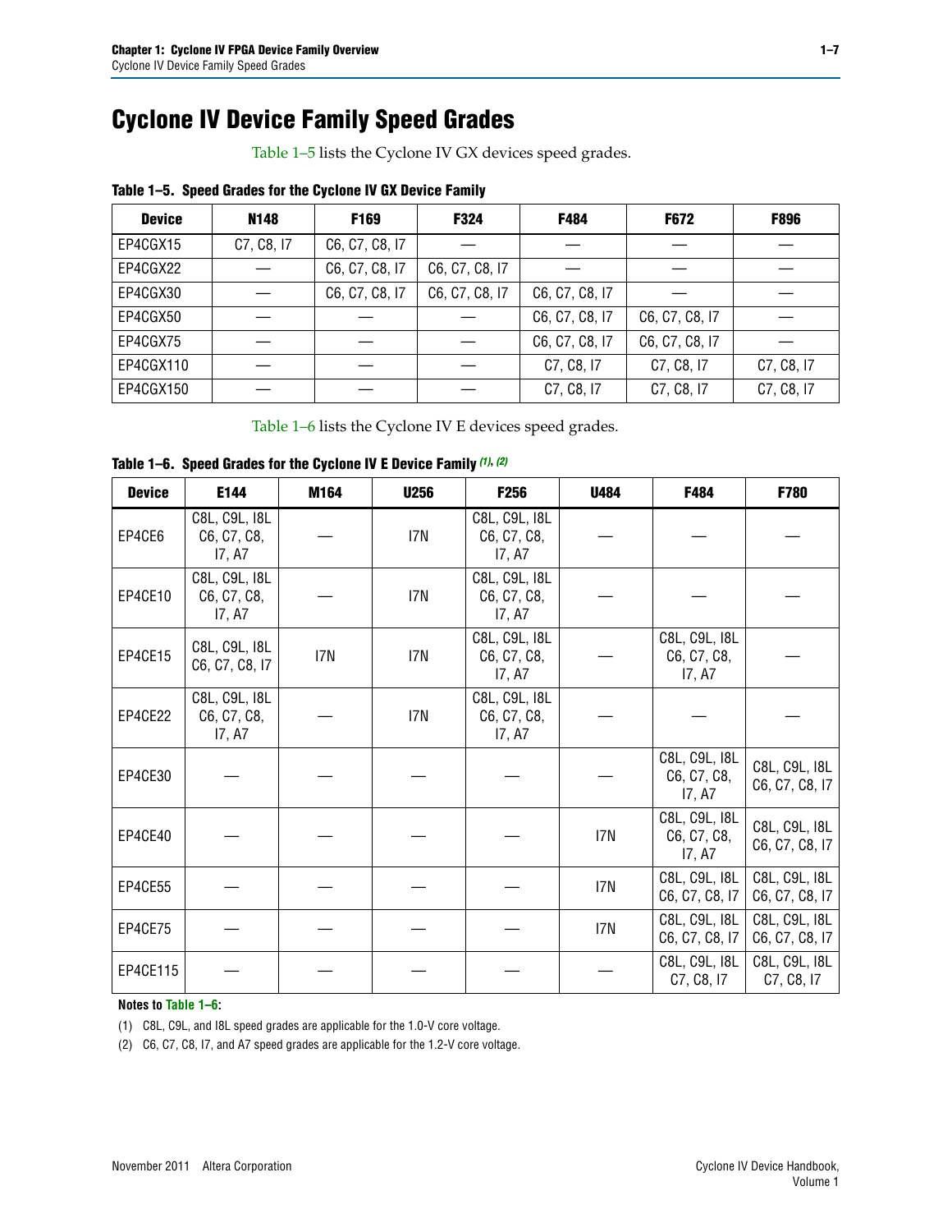# Cyclone IV Device Family Speed Grades

Table 1–5 lists the Cyclone IV GX devices speed grades.

**Table 1–5. Speed Grades for the Cyclone IV GX Device Family**

| Device | N148 | F169 | F324 | F484 | F672 | F896 |
|---|---|---|---|---|---|---|
| EP4CGX15 | C7, C8, I7 | C6, C7, C8, I7 | — | — | — | — |
| EP4CGX22 | — | C6, C7, C8, I7 | C6, C7, C8, I7 | — | — | — |
| EP4CGX30 | — | C6, C7, C8, I7 | C6, C7, C8, I7 | C6, C7, C8, I7 | — | — |
| EP4CGX50 | — | — | — | C6, C7, C8, I7 | C6, C7, C8, I7 | — |
| EP4CGX75 | — | — | — | C6, C7, C8, I7 | C6, C7, C8, I7 | — |
| EP4CGX110 | — | — | — | C7, C8, I7 | C7, C8, I7 | C7, C8, I7 |
| EP4CGX150 | — | — | — | C7, C8, I7 | C7, C8, I7 | C7, C8, I7 |

Table 1–6 lists the Cyclone IV E devices speed grades.

**Table 1–6. Speed Grades for the Cyclone IV E Device Family (1), (2)**

| Device | E144 | M164 | U256 | F256 | U484 | F484 | F780 |
|---|---|---|---|---|---|---|---|
| EP4CE6 | C8L, C9L, I8L C6, C7, C8, I7, A7 | — | I7N | C8L, C9L, I8L C6, C7, C8, I7, A7 | — | — | — |
| EP4CE10 | C8L, C9L, I8L C6, C7, C8, I7, A7 | — | I7N | C8L, C9L, I8L C6, C7, C8, I7, A7 | — | — | — |
| EP4CE15 | C8L, C9L, I8L C6, C7, C8, I7 | I7N | I7N | C8L, C9L, I8L C6, C7, C8, I7, A7 | — | C8L, C9L, I8L C6, C7, C8, I7, A7 | — |
| EP4CE22 | C8L, C9L, I8L C6, C7, C8, I7, A7 | — | I7N | C8L, C9L, I8L C6, C7, C8, I7, A7 | — | — | — |
| EP4CE30 | — | — | — | — | — | C8L, C9L, I8L C6, C7, C8, I7, A7 | C8L, C9L, I8L C6, C7, C8, I7 |
| EP4CE40 | — | — | — | — | I7N | C8L, C9L, I8L C6, C7, C8, I7, A7 | C8L, C9L, I8L C6, C7, C8, I7 |
| EP4CE55 | — | — | — | — | I7N | C8L, C9L, I8L C6, C7, C8, I7 | C8L, C9L, I8L C6, C7, C8, I7 |
| EP4CE75 | — | — | — | — | I7N | C8L, C9L, I8L C6, C7, C8, I7 | C8L, C9L, I8L C6, C7, C8, I7 |
| EP4CE115 | — | — | — | — | — | C8L, C9L, I8L C7, C8, I7 | C8L, C9L, I8L C7, C8, I7 |

**Notes to Table 1–6:**

(1) C8L, C9L, and I8L speed grades are applicable for the 1.0-V core voltage.

(2) C6, C7, C8, I7, and A7 speed grades are applicable for the 1.2-V core voltage.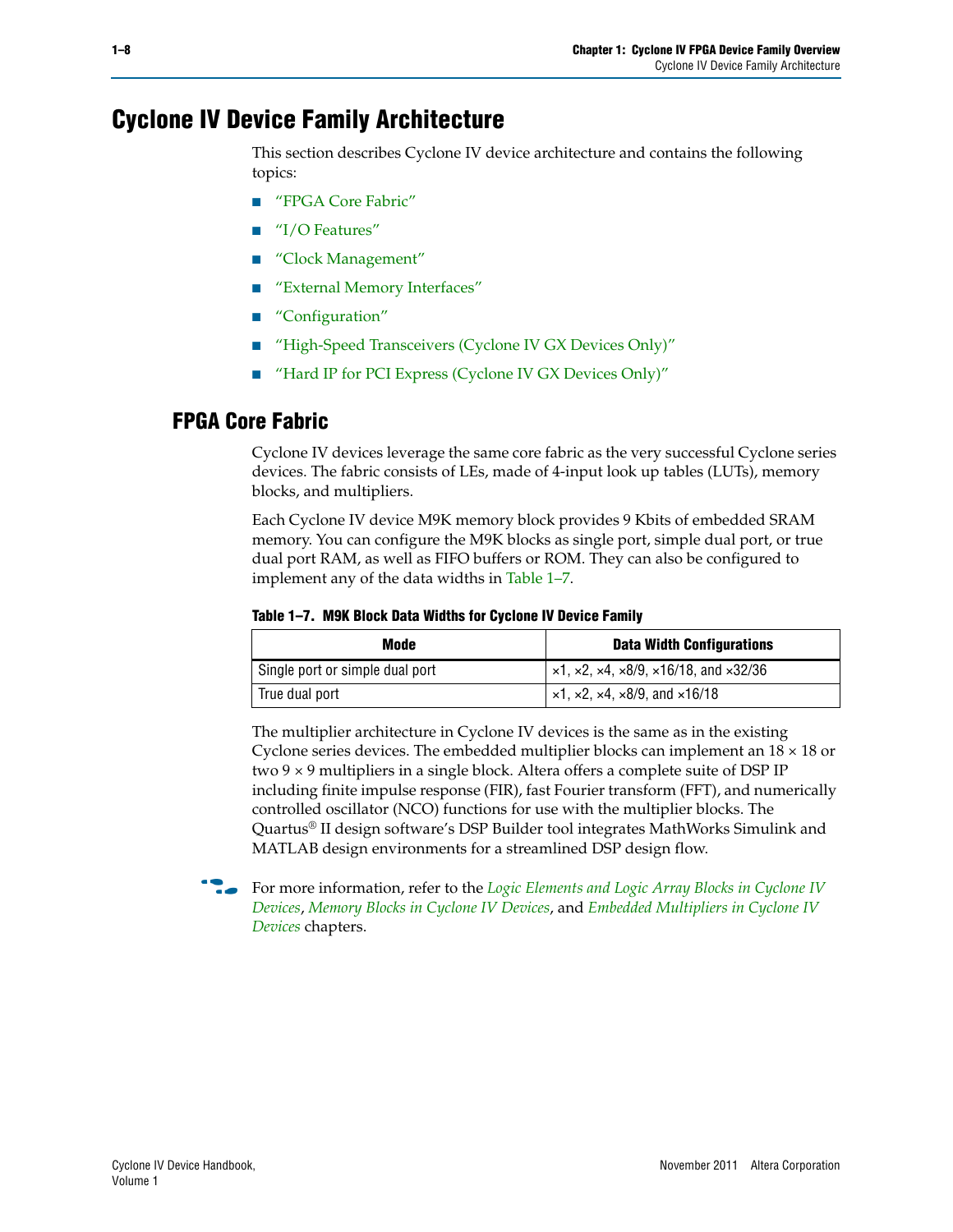# Cyclone IV Device Family Architecture

This section describes Cyclone IV device architecture and contains the following topics:

- "FPGA Core Fabric"
- "I/O Features"
- "Clock Management"
- "External Memory Interfaces"
- "Configuration"
- "High-Speed Transceivers (Cyclone IV GX Devices Only)"
- "Hard IP for PCI Express (Cyclone IV GX Devices Only)"

## FPGA Core Fabric

Cyclone IV devices leverage the same core fabric as the very successful Cyclone series devices. The fabric consists of LEs, made of 4-input look up tables (LUTs), memory blocks, and multipliers.

Each Cyclone IV device M9K memory block provides 9 Kbits of embedded SRAM memory. You can configure the M9K blocks as single port, simple dual port, or true dual port RAM, as well as FIFO buffers or ROM. They can also be configured to implement any of the data widths in Table 1–7.

**Table 1–7. M9K Block Data Widths for Cyclone IV Device Family**

| Mode | Data Width Configurations |
|---|---|
| Single port or simple dual port | ×1, ×2, ×4, ×8/9, ×16/18, and ×32/36 |
| True dual port | ×1, ×2, ×4, ×8/9, and ×16/18 |

The multiplier architecture in Cyclone IV devices is the same as in the existing Cyclone series devices. The embedded multiplier blocks can implement an 18 × 18 or two 9 × 9 multipliers in a single block. Altera offers a complete suite of DSP IP including finite impulse response (FIR), fast Fourier transform (FFT), and numerically controlled oscillator (NCO) functions for use with the multiplier blocks. The Quartus® II design software's DSP Builder tool integrates MathWorks Simulink and MATLAB design environments for a streamlined DSP design flow.

For more information, refer to the *Logic Elements and Logic Array Blocks in Cyclone IV Devices*, *Memory Blocks in Cyclone IV Devices*, and *Embedded Multipliers in Cyclone IV Devices* chapters.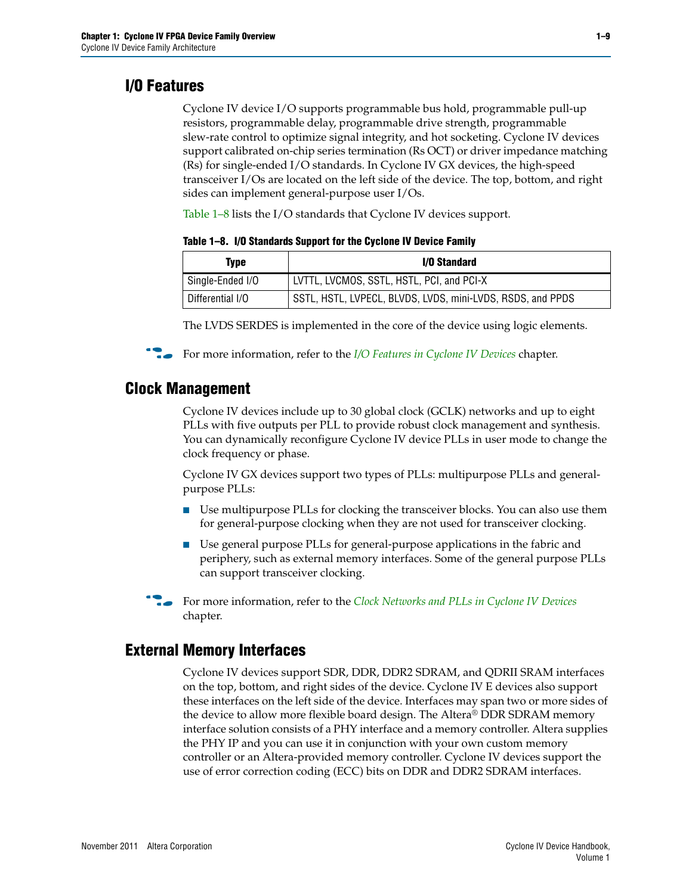## I/O Features

Cyclone IV device I/O supports programmable bus hold, programmable pull-up resistors, programmable delay, programmable drive strength, programmable slew-rate control to optimize signal integrity, and hot socketing. Cyclone IV devices support calibrated on-chip series termination (Rs OCT) or driver impedance matching (Rs) for single-ended I/O standards. In Cyclone IV GX devices, the high-speed transceiver I/Os are located on the left side of the device. The top, bottom, and right sides can implement general-purpose user I/Os.

Table 1–8 lists the I/O standards that Cyclone IV devices support.

**Table 1–8. I/O Standards Support for the Cyclone IV Device Family**

| Type | I/O Standard |
|---|---|
| Single-Ended I/O | LVTTL, LVCMOS, SSTL, HSTL, PCI, and PCI-X |
| Differential I/O | SSTL, HSTL, LVPECL, BLVDS, LVDS, mini-LVDS, RSDS, and PPDS |

The LVDS SERDES is implemented in the core of the device using logic elements.

For more information, refer to the *I/O Features in Cyclone IV Devices* chapter.

## Clock Management

Cyclone IV devices include up to 30 global clock (GCLK) networks and up to eight PLLs with five outputs per PLL to provide robust clock management and synthesis. You can dynamically reconfigure Cyclone IV device PLLs in user mode to change the clock frequency or phase.

Cyclone IV GX devices support two types of PLLs: multipurpose PLLs and general-purpose PLLs:

- Use multipurpose PLLs for clocking the transceiver blocks. You can also use them for general-purpose clocking when they are not used for transceiver clocking.
- Use general purpose PLLs for general-purpose applications in the fabric and periphery, such as external memory interfaces. Some of the general purpose PLLs can support transceiver clocking.

For more information, refer to the *Clock Networks and PLLs in Cyclone IV Devices* chapter.

## External Memory Interfaces

Cyclone IV devices support SDR, DDR, DDR2 SDRAM, and QDRII SRAM interfaces on the top, bottom, and right sides of the device. Cyclone IV E devices also support these interfaces on the left side of the device. Interfaces may span two or more sides of the device to allow more flexible board design. The Altera® DDR SDRAM memory interface solution consists of a PHY interface and a memory controller. Altera supplies the PHY IP and you can use it in conjunction with your own custom memory controller or an Altera-provided memory controller. Cyclone IV devices support the use of error correction coding (ECC) bits on DDR and DDR2 SDRAM interfaces.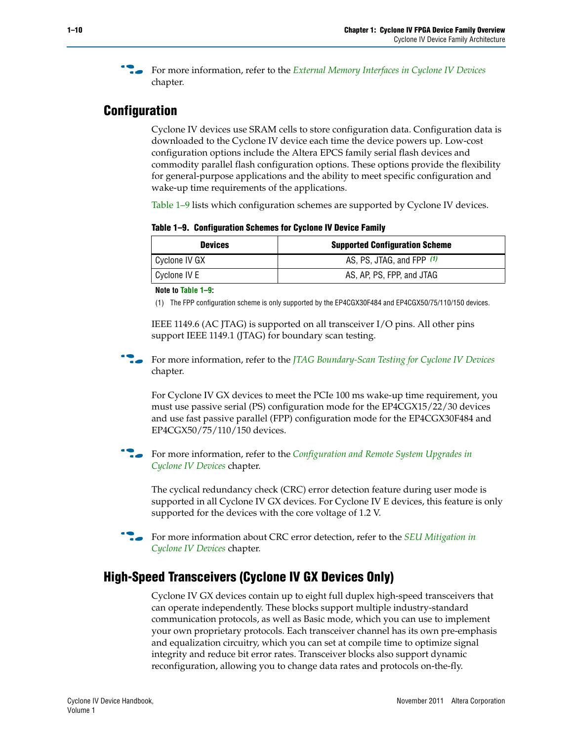For more information, refer to the *External Memory Interfaces in Cyclone IV Devices* chapter.

## Configuration

Cyclone IV devices use SRAM cells to store configuration data. Configuration data is downloaded to the Cyclone IV device each time the device powers up. Low-cost configuration options include the Altera EPCS family serial flash devices and commodity parallel flash configuration options. These options provide the flexibility for general-purpose applications and the ability to meet specific configuration and wake-up time requirements of the applications.

Table 1–9 lists which configuration schemes are supported by Cyclone IV devices.

**Table 1–9. Configuration Schemes for Cyclone IV Device Family**

| Devices | Supported Configuration Scheme |
|---|---|
| Cyclone IV GX | AS, PS, JTAG, and FPP *(1)* |
| Cyclone IV E | AS, AP, PS, FPP, and JTAG |

**Note to Table 1–9:**

(1) The FPP configuration scheme is only supported by the EP4CGX30F484 and EP4CGX50/75/110/150 devices.

IEEE 1149.6 (AC JTAG) is supported on all transceiver I/O pins. All other pins support IEEE 1149.1 (JTAG) for boundary scan testing.

For more information, refer to the *JTAG Boundary-Scan Testing for Cyclone IV Devices* chapter.

For Cyclone IV GX devices to meet the PCIe 100 ms wake-up time requirement, you must use passive serial (PS) configuration mode for the EP4CGX15/22/30 devices and use fast passive parallel (FPP) configuration mode for the EP4CGX30F484 and EP4CGX50/75/110/150 devices.

For more information, refer to the *Configuration and Remote System Upgrades in Cyclone IV Devices* chapter.

The cyclical redundancy check (CRC) error detection feature during user mode is supported in all Cyclone IV GX devices. For Cyclone IV E devices, this feature is only supported for the devices with the core voltage of 1.2 V.

For more information about CRC error detection, refer to the *SEU Mitigation in Cyclone IV Devices* chapter.

## High-Speed Transceivers (Cyclone IV GX Devices Only)

Cyclone IV GX devices contain up to eight full duplex high-speed transceivers that can operate independently. These blocks support multiple industry-standard communication protocols, as well as Basic mode, which you can use to implement your own proprietary protocols. Each transceiver channel has its own pre-emphasis and equalization circuitry, which you can set at compile time to optimize signal integrity and reduce bit error rates. Transceiver blocks also support dynamic reconfiguration, allowing you to change data rates and protocols on-the-fly.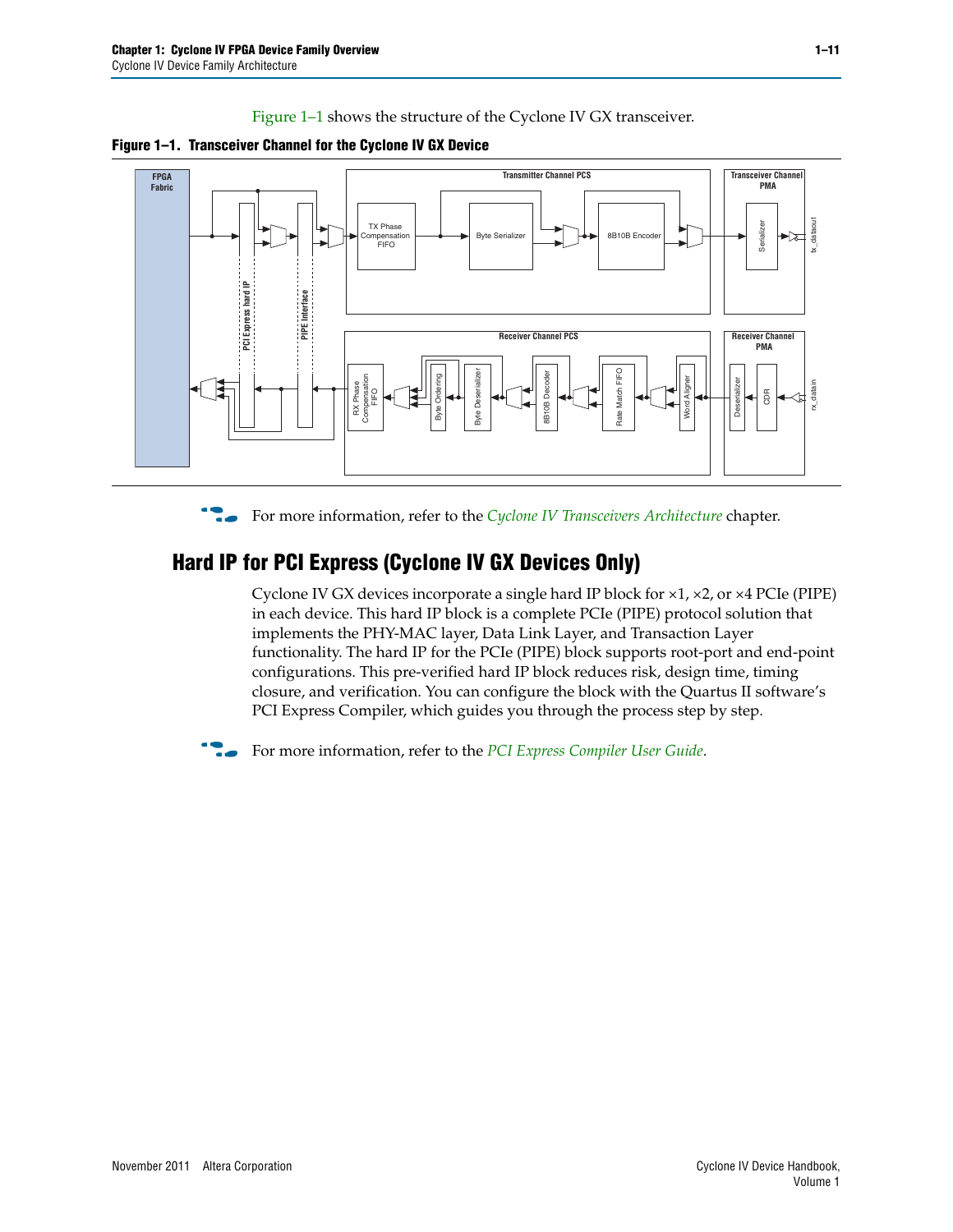Figure 1–1 shows the structure of the Cyclone IV GX transceiver.

**Figure 1–1. Transceiver Channel for the Cyclone IV GX Device**

FPGA Fabric

PCI Express hard IP

PIPE Interface

Transmitter Channel PCS

TX Phase Compensation FIFO

Byte Serializer

8B10B Encoder

Transmitter Channel PMA

Serializer

tx_dataout

Receiver Channel PCS

RX Phase Compensation FIFO

Byte Ordering

Byte Deserializer

8B10B Decoder

Rate Match FIFO

Word Aligner

Receiver Channel PMA

Deserializer

CDR

rx_datain

For more information, refer to the *Cyclone IV Transceivers Architecture* chapter.

## Hard IP for PCI Express (Cyclone IV GX Devices Only)

Cyclone IV GX devices incorporate a single hard IP block for ×1, ×2, or ×4 PCIe (PIPE) in each device. This hard IP block is a complete PCIe (PIPE) protocol solution that implements the PHY-MAC layer, Data Link Layer, and Transaction Layer functionality. The hard IP for the PCIe (PIPE) block supports root-port and end-point configurations. This pre-verified hard IP block reduces risk, design time, timing closure, and verification. You can configure the block with the Quartus II software's PCI Express Compiler, which guides you through the process step by step.

For more information, refer to the *PCI Express Compiler User Guide*.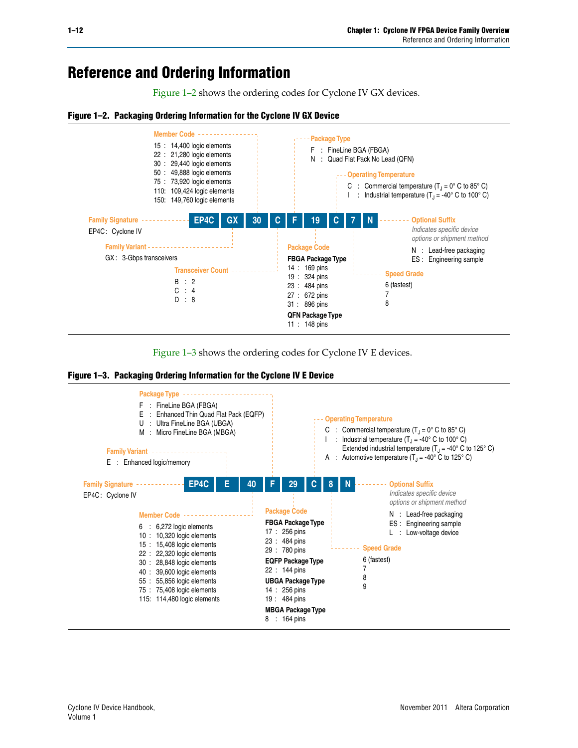## Reference and Ordering Information

Figure 1–2 shows the ordering codes for Cyclone IV GX devices.

**Figure 1–2. Packaging Ordering Information for the Cyclone IV GX Device**

**EP4C GX 30 C F 19 C 7 N**

**Family Signature**
- EP4C : Cyclone IV

**Family Variant**
- GX : 3-Gbps transceivers

**Member Code**
- 15 : 14,400 logic elements
- 22 : 21,280 logic elements
- 30 : 29,440 logic elements
- 50 : 49,888 logic elements
- 75 : 73,920 logic elements
- 110: 109,424 logic elements
- 150: 149,760 logic elements

**Transceiver Count**
- B : 2
- C : 4
- D : 8

**Package Type**
- F : FineLine BGA (FBGA)
- N : Quad Flat Pack No Lead (QFN)

**Package Code**

FBGA Package Type
- 14 : 169 pins
- 19 : 324 pins
- 23 : 484 pins
- 27 : 672 pins
- 31 : 896 pins

QFN Package Type
- 11 : 148 pins

**Operating Temperature**
- C : Commercial temperature ($T_J$ = 0° C to 85° C)
- I : Industrial temperature ($T_J$ = -40° C to 100° C)

**Speed Grade**
- 6 (fastest)
- 7
- 8

**Optional Suffix**

*Indicates specific device options or shipment method*
- N : Lead-free packaging
- ES : Engineering sample

Figure 1–3 shows the ordering codes for Cyclone IV E devices.

**Figure 1–3. Packaging Ordering Information for the Cyclone IV E Device**

**EP4C E 40 F 29 C 8 N**

**Family Signature**
- EP4C : Cyclone IV

**Family Variant**
- E : Enhanced logic/memory

**Member Code**
- 6 : 6,272 logic elements
- 10 : 10,320 logic elements
- 15 : 15,408 logic elements
- 22 : 22,320 logic elements
- 30 : 28,848 logic elements
- 40 : 39,600 logic elements
- 55 : 55,856 logic elements
- 75 : 75,408 logic elements
- 115: 114,480 logic elements

**Package Type**
- F : FineLine BGA (FBGA)
- E : Enhanced Thin Quad Flat Pack (EQFP)
- U : Ultra FineLine BGA (UBGA)
- M : Micro FineLine BGA (MBGA)

**Package Code**

FBGA Package Type
- 17 : 256 pins
- 23 : 484 pins
- 29 : 780 pins

EQFP Package Type
- 22 : 144 pins

UBGA Package Type
- 14 : 256 pins
- 19 : 484 pins

MBGA Package Type
- 8 : 164 pins

**Operating Temperature**
- C : Commercial temperature ($T_J$ = 0° C to 85° C)
- I : Industrial temperature ($T_J$ = -40° C to 100° C)
  Extended industrial temperature ($T_J$ = -40° C to 125° C)
- A : Automotive temperature ($T_J$ = -40° C to 125° C)

**Speed Grade**
- 6 (fastest)
- 7
- 8
- 9

**Optional Suffix**

*Indicates specific device options or shipment method*
- N : Lead-free packaging
- ES : Engineering sample
- L : Low-voltage device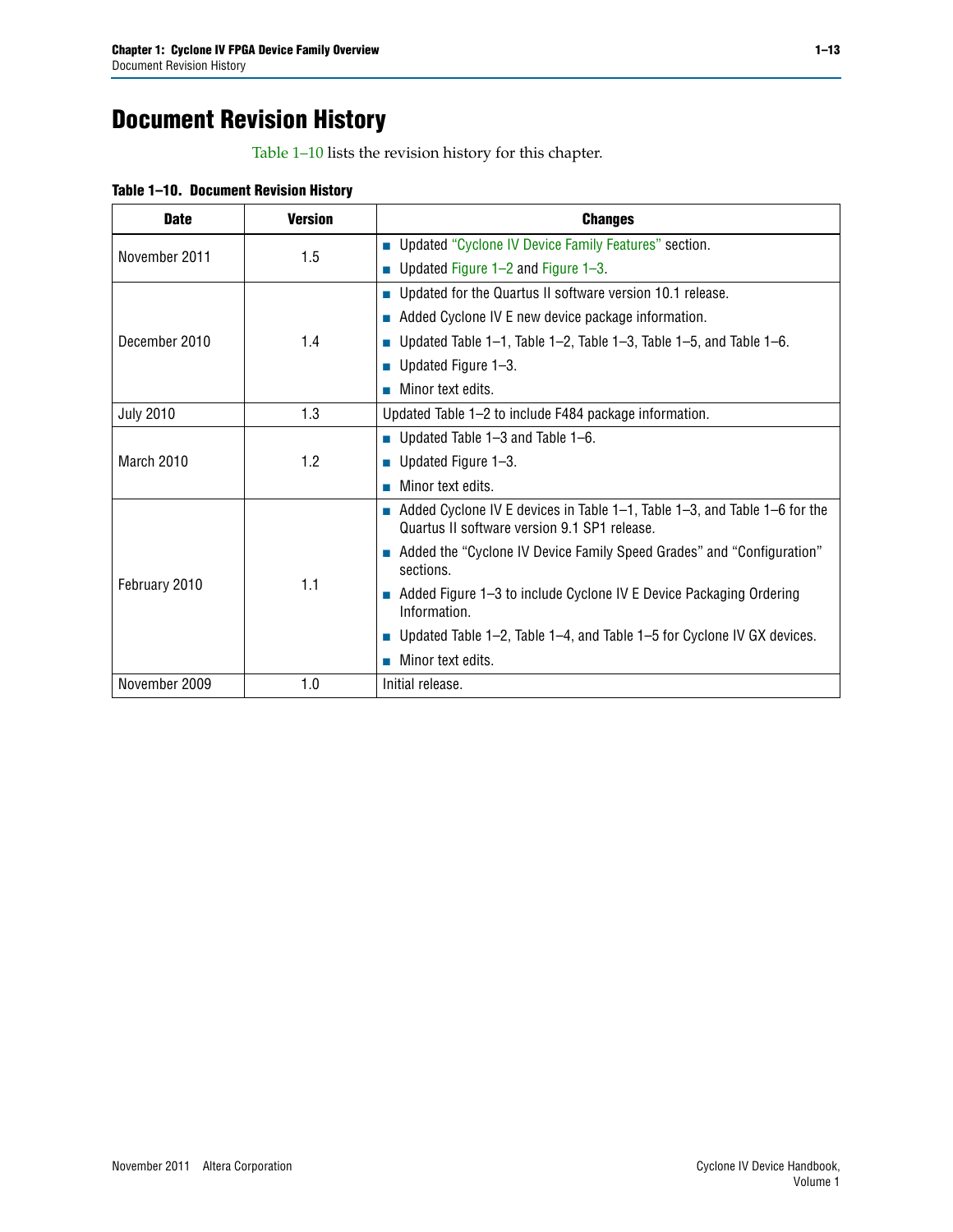# Document Revision History

Table 1–10 lists the revision history for this chapter.

**Table 1–10. Document Revision History**

| Date | Version | Changes |
|---|---|---|
| November 2011 | 1.5 | ■ Updated "Cyclone IV Device Family Features" section.<br>■ Updated Figure 1–2 and Figure 1–3. |
| December 2010 | 1.4 | ■ Updated for the Quartus II software version 10.1 release.<br>■ Added Cyclone IV E new device package information.<br>■ Updated Table 1–1, Table 1–2, Table 1–3, Table 1–5, and Table 1–6.<br>■ Updated Figure 1–3.<br>■ Minor text edits. |
| July 2010 | 1.3 | Updated Table 1–2 to include F484 package information. |
| March 2010 | 1.2 | ■ Updated Table 1–3 and Table 1–6.<br>■ Updated Figure 1–3.<br>■ Minor text edits. |
| February 2010 | 1.1 | ■ Added Cyclone IV E devices in Table 1–1, Table 1–3, and Table 1–6 for the Quartus II software version 9.1 SP1 release.<br>■ Added the "Cyclone IV Device Family Speed Grades" and "Configuration" sections.<br>■ Added Figure 1–3 to include Cyclone IV E Device Packaging Ordering Information.<br>■ Updated Table 1–2, Table 1–4, and Table 1–5 for Cyclone IV GX devices.<br>■ Minor text edits. |
| November 2009 | 1.0 | Initial release. |